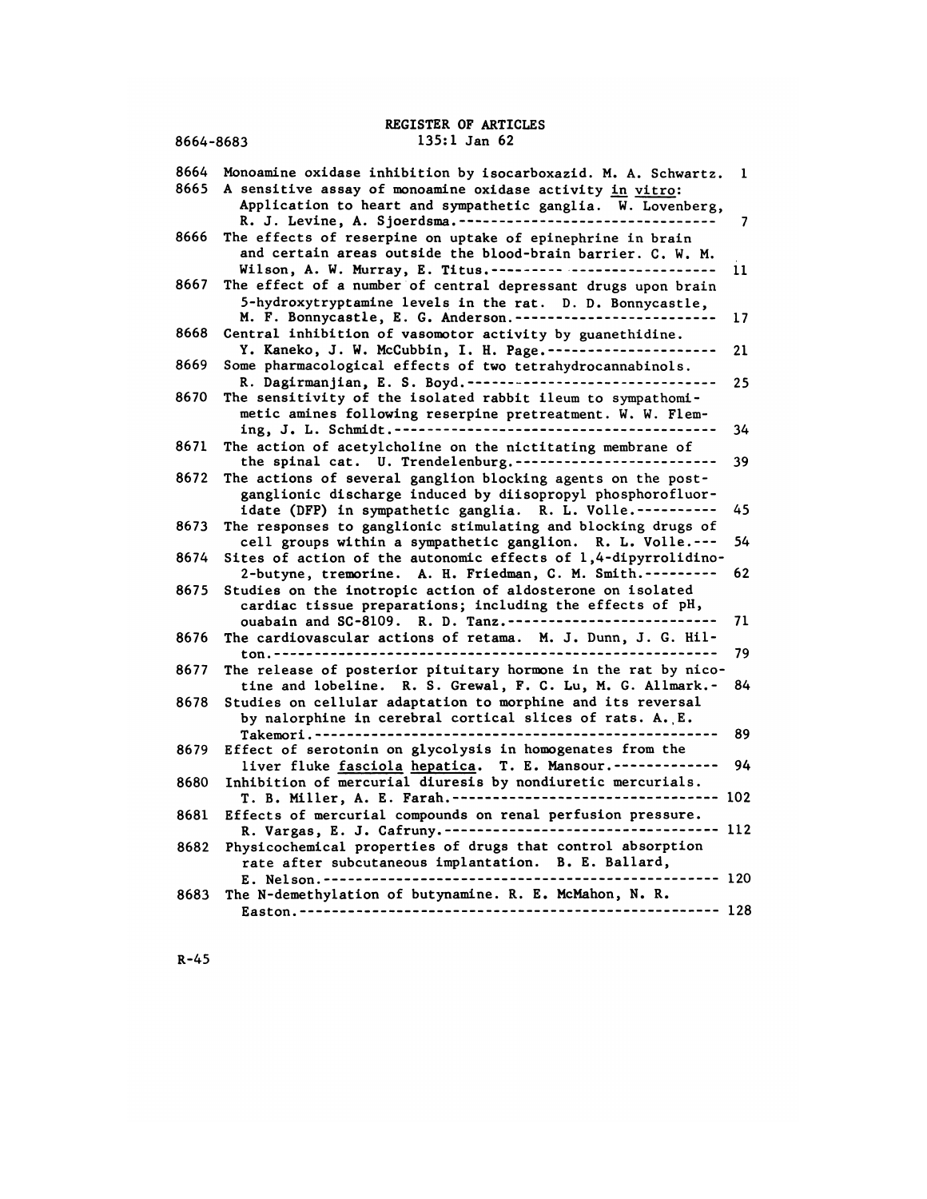# REGISTER OF ARTICLES

8664-8683 135:1 Jan 62

8664 Monoamine oxidase inhibition by isocarboxazid. M. A. Schwartz. 1

8665 A sensitive assay of monoamine oxidase activity *in vitro*: Application to heart and sympathetic ganglia. W. Lovenberg, R. J. Levine, A. Sjoerdsma. 7

8666 The effects of reserpine on uptake of epinephrine in brain and certain areas outside the blood-brain barrier. C. W. M. Wilson, A. W. Murray, E. Titus. 11

8667 The effect of a number of central depressant drugs upon brain 5-hydroxytryptamine levels in the rat. D. D. Bonnycastle, M. F. Bonnycastle, E. G. Anderson. 17

8668 Central inhibition of vasomotor activity by guanethidine. Y. Kaneko, J. W. McCubbin, I. H. Page. 21

8669 Some pharmacological effects of two tetrahydrocannabinols. R. Dagirmanjian, E. S. Boyd. 25

8670 The sensitivity of the isolated rabbit ileum to sympathomimetic amines following reserpine pretreatment. W. W. Fleming, J. L. Schmidt. 34

8671 The action of acetylcholine on the nictitating membrane of the spinal cat. U. Trendelenburg. 39

8672 The actions of several ganglion blocking agents on the postganglionic discharge induced by diisopropyl phosphorofluoridate (DFP) in sympathetic ganglia. R. L. Volle. 45

8673 The responses to ganglionic stimulating and blocking drugs of cell groups within a sympathetic ganglion. R. L. Volle. 54

8674 Sites of action of the autonomic effects of 1,4-dipyrrolidino-2-butyne, tremorine. A. H. Friedman, C. M. Smith. 62

8675 Studies on the inotropic action of aldosterone on isolated cardiac tissue preparations; including the effects of pH, ouabain and SC-8109. R. D. Tanz. 71

8676 The cardiovascular actions of retama. M. J. Dunn, J. G. Hilton. 79

8677 The release of posterior pituitary hormone in the rat by nicotine and lobeline. R. S. Grewal, F. C. Lu, M. G. Allmark. 84

8678 Studies on cellular adaptation to morphine and its reversal by nalorphine in cerebral cortical slices of rats. A. E. Takemori. 89

8679 Effect of serotonin on glycolysis in homogenates from the liver fluke *fasciola hepatica*. T. E. Mansour. 94

8680 Inhibition of mercurial diuresis by nondiuretic mercurials. T. B. Miller, A. E. Farah. 102

8681 Effects of mercurial compounds on renal perfusion pressure. R. Vargas, E. J. Cafruny. 112

8682 Physicochemical properties of drugs that control absorption rate after subcutaneous implantation. B. E. Ballard, E. Nelson. 120

8683 The N-demethylation of butynamine. R. E. McMahon, N. R. Easton. 128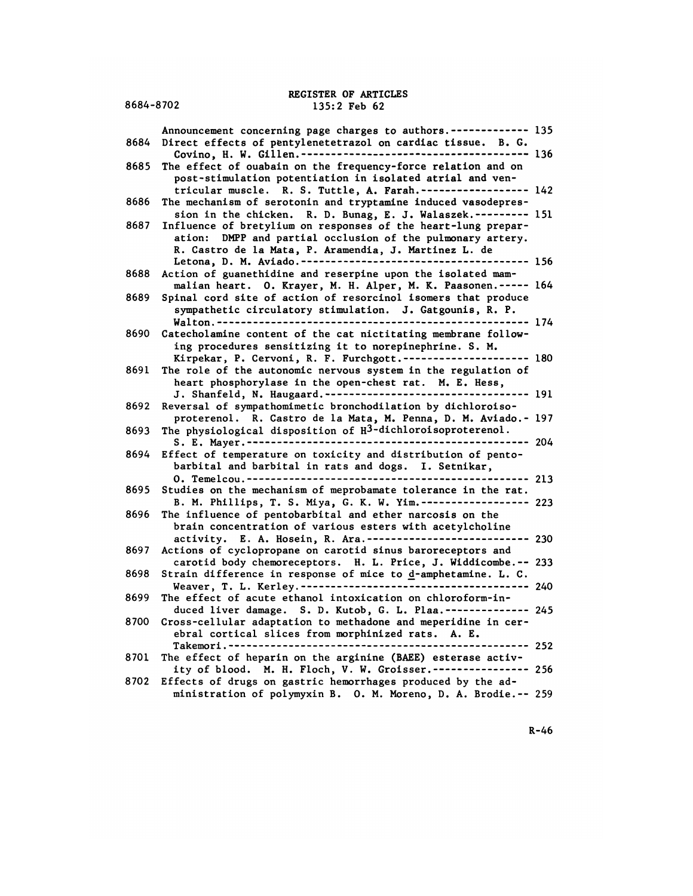# REGISTER OF ARTICLES

8684-8702 135:2 Feb 62

| | | |
|---|---|---|
| | Announcement concerning page charges to authors. | 135 |
| 8684 | Direct effects of pentylenetetrazol on cardiac tissue. B. G. Covino, H. W. Gillen. | 136 |
| 8685 | The effect of ouabain on the frequency-force relation and on post-stimulation potentiation in isolated atrial and ventricular muscle. R. S. Tuttle, A. Farah. | 142 |
| 8686 | The mechanism of serotonin and tryptamine induced vasodepression in the chicken. R. D. Bunag, E. J. Walaszek. | 151 |
| 8687 | Influence of bretylium on responses of the heart-lung preparation: DMPP and partial occlusion of the pulmonary artery. R. Castro de la Mata, P. Aramendia, J. Martinez L. de Letona, D. M. Aviado. | 156 |
| 8688 | Action of guanethidine and reserpine upon the isolated mammalian heart. O. Krayer, M. H. Alper, M. K. Paasonen. | 164 |
| 8689 | Spinal cord site of action of resorcinol isomers that produce sympathetic circulatory stimulation. J. Gatgounis, R. P. Walton. | 174 |
| 8690 | Catecholamine content of the cat nictitating membrane following procedures sensitizing it to norepinephrine. S. M. Kirpekar, P. Cervoni, R. F. Furchgott. | 180 |
| 8691 | The role of the autonomic nervous system in the regulation of heart phosphorylase in the open-chest rat. M. E. Hess, J. Shanfeld, N. Haugaard. | 191 |
| 8692 | Reversal of sympathomimetic bronchodilation by dichloroisoproterenol. R. Castro de la Mata, M. Penna, D. M. Aviado. | 197 |
| 8693 | The physiological disposition of $H^3$-dichloroisoproterenol. S. E. Mayer. | 204 |
| 8694 | Effect of temperature on toxicity and distribution of pentobarbital and barbital in rats and dogs. I. Setnikar, O. Temelcou. | 213 |
| 8695 | Studies on the mechanism of meprobamate tolerance in the rat. B. M. Phillips, T. S. Miya, G. K. W. Yim. | 223 |
| 8696 | The influence of pentobarbital and ether narcosis on the brain concentration of various esters with acetylcholine activity. E. A. Hosein, R. Ara. | 230 |
| 8697 | Actions of cyclopropane on carotid sinus baroreceptors and carotid body chemoreceptors. H. L. Price, J. Widdicombe. | 233 |
| 8698 | Strain difference in response of mice to _d_-amphetamine. L. C. Weaver, T. L. Kerley. | 240 |
| 8699 | The effect of acute ethanol intoxication on chloroform-induced liver damage. S. D. Kutob, G. L. Plaa. | 245 |
| 8700 | Cross-cellular adaptation to methadone and meperidine in cerebral cortical slices from morphinized rats. A. E. Takemori. | 252 |
| 8701 | The effect of heparin on the arginine (BAEE) esterase activity of blood. M. H. Floch, V. W. Groisser. | 256 |
| 8702 | Effects of drugs on gastric hemorrhages produced by the administration of polymyxin B. O. M. Moreno, D. A. Brodie. | 259 |

R-46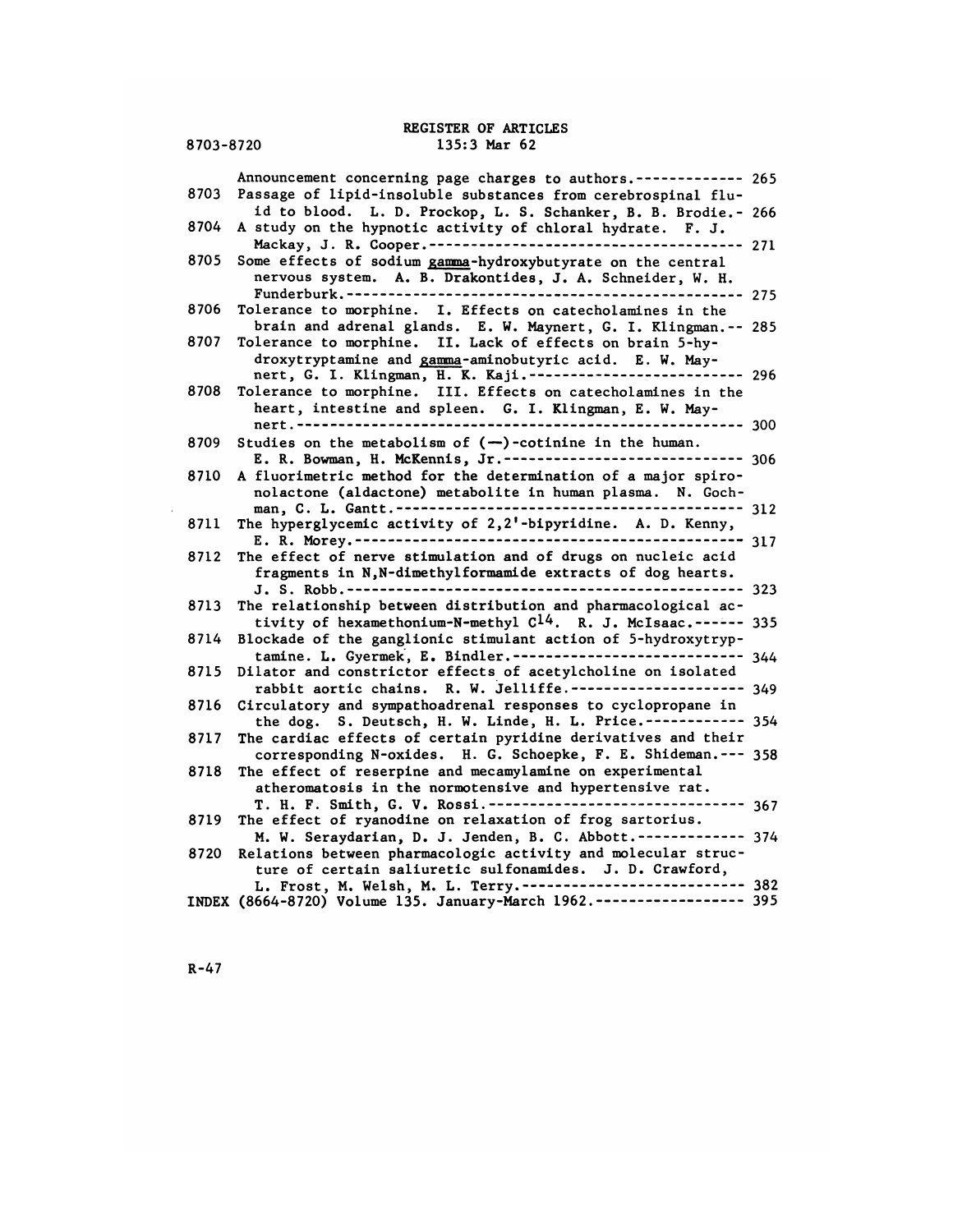# REGISTER OF ARTICLES

8703-8720 135:3 Mar 62

| | | |
|---|---|---|
| | Announcement concerning page charges to authors. | 265 |
| 8703 | Passage of lipid-insoluble substances from cerebrospinal fluid to blood. L. D. Prockop, L. S. Schanker, B. B. Brodie. | 266 |
| 8704 | A study on the hypnotic activity of chloral hydrate. F. J. Mackay, J. R. Cooper. | 271 |
| 8705 | Some effects of sodium gamma-hydroxybutyrate on the central nervous system. A. B. Drakontides, J. A. Schneider, W. H. Funderburk. | 275 |
| 8706 | Tolerance to morphine. I. Effects on catecholamines in the brain and adrenal glands. E. W. Maynert, G. I. Klingman. | 285 |
| 8707 | Tolerance to morphine. II. Lack of effects on brain 5-hydroxytryptamine and gamma-aminobutyric acid. E. W. Maynert, G. I. Klingman, H. K. Kaji. | 296 |
| 8708 | Tolerance to morphine. III. Effects on catecholamines in the heart, intestine and spleen. G. I. Klingman, E. W. Maynert. | 300 |
| 8709 | Studies on the metabolism of (—)-cotinine in the human. E. R. Bowman, H. McKennis, Jr. | 306 |
| 8710 | A fluorimetric method for the determination of a major spironolactone (aldactone) metabolite in human plasma. N. Gochman, C. L. Gantt. | 312 |
| 8711 | The hyperglycemic activity of 2,2'-bipyridine. A. D. Kenny, E. R. Morey. | 317 |
| 8712 | The effect of nerve stimulation and of drugs on nucleic acid fragments in N,N-dimethylformamide extracts of dog hearts. J. S. Robb. | 323 |
| 8713 | The relationship between distribution and pharmacological activity of hexamethonium-N-methyl $C^{14}$. R. J. McIsaac. | 335 |
| 8714 | Blockade of the ganglionic stimulant action of 5-hydroxytryptamine. L. Gyermek, E. Bindler. | 344 |
| 8715 | Dilator and constrictor effects of acetylcholine on isolated rabbit aortic chains. R. W. Jelliffe. | 349 |
| 8716 | Circulatory and sympathoadrenal responses to cyclopropane in the dog. S. Deutsch, H. W. Linde, H. L. Price. | 354 |
| 8717 | The cardiac effects of certain pyridine derivatives and their corresponding N-oxides. H. G. Schoepke, F. E. Shideman. | 358 |
| 8718 | The effect of reserpine and mecamylamine on experimental atheromatosis in the normotensive and hypertensive rat. T. H. F. Smith, G. V. Rossi. | 367 |
| 8719 | The effect of ryanodine on relaxation of frog sartorius. M. W. Seraydarian, D. J. Jenden, B. C. Abbott. | 374 |
| 8720 | Relations between pharmacologic activity and molecular structure of certain saliuretic sulfonamides. J. D. Crawford, L. Frost, M. Welsh, M. L. Terry. | 382 |
| INDEX | (8664-8720) Volume 135. January-March 1962. | 395 |

R-47